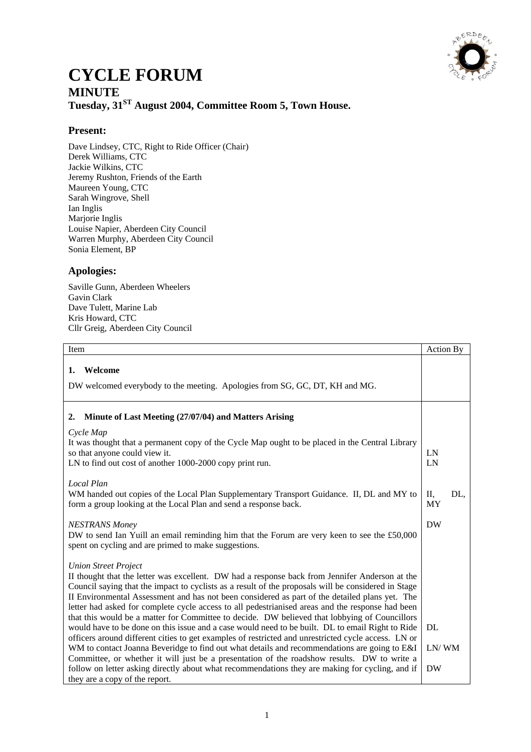# CYCLE FORUM

## MINUTE

### Tuesday, 31ST August 2004, Committee Room 5, Town House.

## Present:

Dave Lindsey, CTC, Right to Ride Officer (Chair)
Derek Williams, CTC
Jackie Wilkins, CTC
Jeremy Rushton, Friends of the Earth
Maureen Young, CTC
Sarah Wingrove, Shell
Ian Inglis
Marjorie Inglis
Louise Napier, Aberdeen City Council
Warren Murphy, Aberdeen City Council
Sonia Element, BP

## Apologies:

Saville Gunn, Aberdeen Wheelers
Gavin Clark
Dave Tulett, Marine Lab
Kris Howard, CTC
Cllr Greig, Aberdeen City Council

| Item | Action By |
|---|---|
| **1. Welcome**<br><br>DW welcomed everybody to the meeting. Apologies from SG, GC, DT, KH and MG. | |
| **2. Minute of Last Meeting (27/07/04) and Matters Arising** | |
| *Cycle Map*<br>It was thought that a permanent copy of the Cycle Map ought to be placed in the Central Library so that anyone could view it. | LN |
| LN to find out cost of another 1000-2000 copy print run. | LN |
| *Local Plan*<br>WM handed out copies of the Local Plan Supplementary Transport Guidance. II, DL and MY to form a group looking at the Local Plan and send a response back. | II, DL, MY |
| *NESTRANS Money*<br>DW to send Ian Yuill an email reminding him that the Forum are very keen to see the £50,000 spent on cycling and are primed to make suggestions. | DW |
| *Union Street Project*<br>II thought that the letter was excellent. DW had a response back from Jennifer Anderson at the Council saying that the impact to cyclists as a result of the proposals will be considered in Stage II Environmental Assessment and has not been considered as part of the detailed plans yet. The letter had asked for complete cycle access to all pedestrianised areas and the response had been that this would be a matter for Committee to decide. DW believed that lobbying of Councillors would have to be done on this issue and a case would need to be built. DL to email Right to Ride officers around different cities to get examples of restricted and unrestricted cycle access. | DL |
| LN or WM to contact Joanna Beveridge to find out what details and recommendations are going to E&I Committee, or whether it will just be a presentation of the roadshow results. | LN/ WM |
| DW to write a follow on letter asking directly about what recommendations they are making for cycling, and if they are a copy of the report. | DW |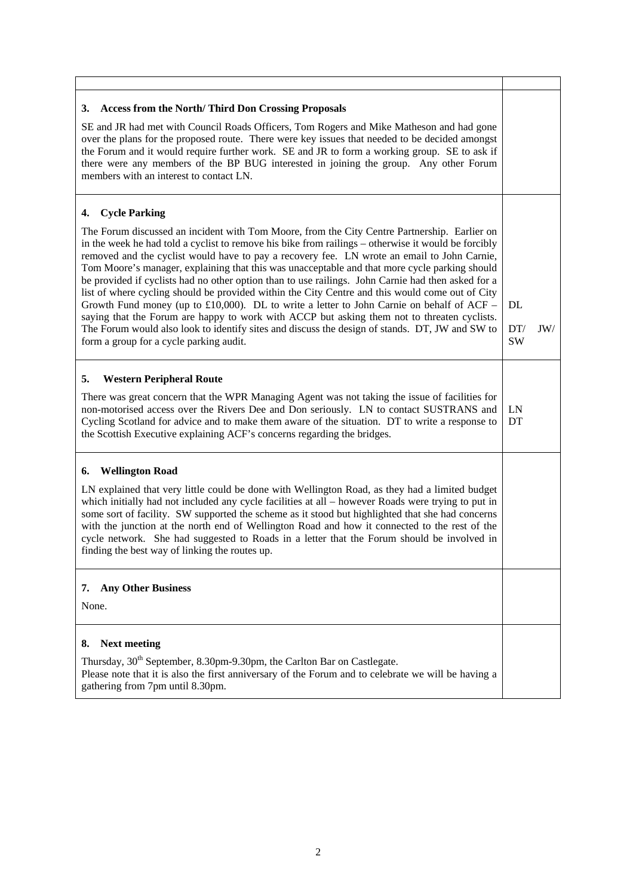| | |
|---|---|
| **3. Access from the North/ Third Don Crossing Proposals**<br><br>SE and JR had met with Council Roads Officers, Tom Rogers and Mike Matheson and had gone over the plans for the proposed route. There were key issues that needed to be decided amongst the Forum and it would require further work. SE and JR to form a working group. SE to ask if there were any members of the BP BUG interested in joining the group. Any other Forum members with an interest to contact LN. | |
| **4. Cycle Parking**<br><br>The Forum discussed an incident with Tom Moore, from the City Centre Partnership. Earlier on in the week he had told a cyclist to remove his bike from railings – otherwise it would be forcibly removed and the cyclist would have to pay a recovery fee. LN wrote an email to John Carnie, Tom Moore's manager, explaining that this was unacceptable and that more cycle parking should be provided if cyclists had no other option than to use railings. John Carnie had then asked for a list of where cycling should be provided within the City Centre and this would come out of City Growth Fund money (up to £10,000). DL to write a letter to John Carnie on behalf of ACF – saying that the Forum are happy to work with ACCP but asking them not to threaten cyclists. The Forum would also look to identify sites and discuss the design of stands. DT, JW and SW to form a group for a cycle parking audit. | DL<br><br>DT/ JW/ SW |
| **5. Western Peripheral Route**<br><br>There was great concern that the WPR Managing Agent was not taking the issue of facilities for non-motorised access over the Rivers Dee and Don seriously. LN to contact SUSTRANS and Cycling Scotland for advice and to make them aware of the situation. DT to write a response to the Scottish Executive explaining ACF's concerns regarding the bridges. | LN<br>DT |
| **6. Wellington Road**<br><br>LN explained that very little could be done with Wellington Road, as they had a limited budget which initially had not included any cycle facilities at all – however Roads were trying to put in some sort of facility. SW supported the scheme as it stood but highlighted that she had concerns with the junction at the north end of Wellington Road and how it connected to the rest of the cycle network. She had suggested to Roads in a letter that the Forum should be involved in finding the best way of linking the routes up. | |
| **7. Any Other Business**<br><br>None. | |
| **8. Next meeting**<br><br>Thursday, 30th September, 8.30pm-9.30pm, the Carlton Bar on Castlegate.<br>Please note that it is also the first anniversary of the Forum and to celebrate we will be having a gathering from 7pm until 8.30pm. | |